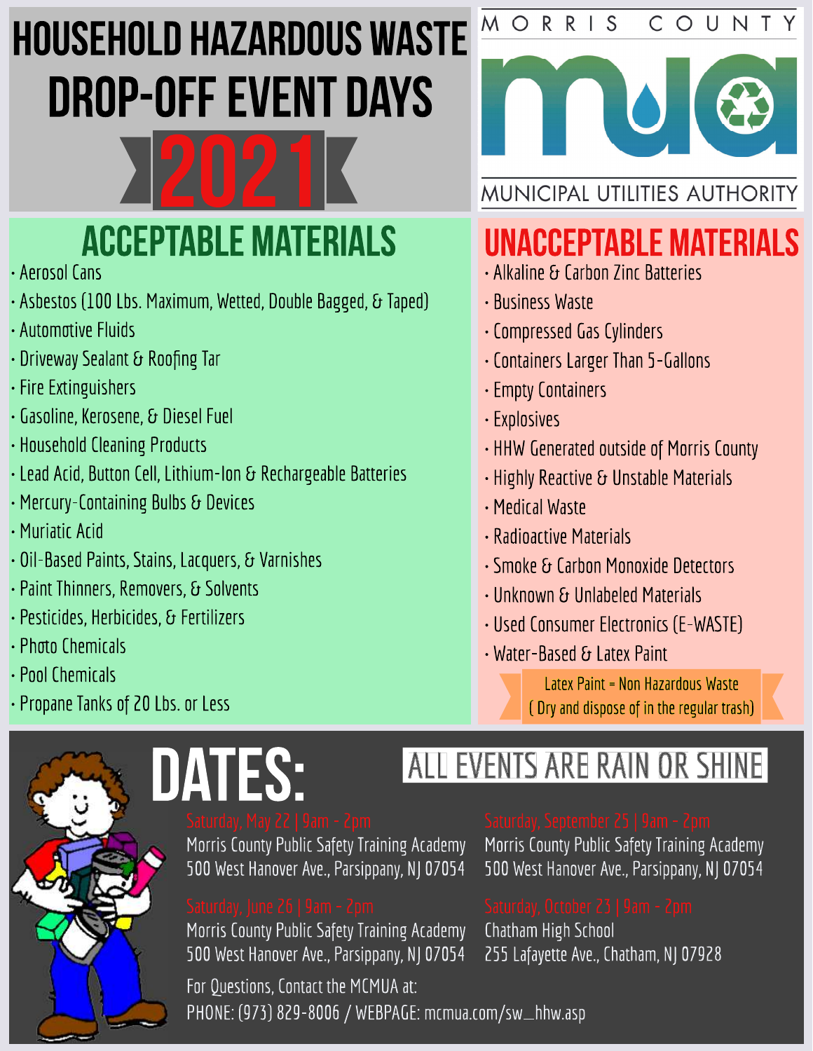# HOUSEHOLD HAZARDOUS WASTE DROP-OFF EVENT DAYS 2021

MORRIS COUNTY MUA MUNICIPAL UTILITIES AUTHORITY

## ACCEPTABLE MATERIALS

- Aerosol Cans
- Asbestos (100 Lbs. Maximum, Wetted, Double Bagged, & Taped)
- Automotive Fluids
- Driveway Sealant & Roofing Tar
- Fire Extinguishers
- Gasoline, Kerosene, & Diesel Fuel
- Household Cleaning Products
- Lead Acid, Button Cell, Lithium-Ion & Rechargeable Batteries
- Mercury-Containing Bulbs & Devices
- Muriatic Acid
- Oil-Based Paints, Stains, Lacquers, & Varnishes
- Paint Thinners, Removers, & Solvents
- Pesticides, Herbicides, & Fertilizers
- Photo Chemicals
- Pool Chemicals
- Propane Tanks of 20 Lbs. or Less

## UNACCEPTABLE MATERIALS

- Alkaline & Carbon Zinc Batteries
- Business Waste
- Compressed Gas Cylinders
- Containers Larger Than 5-Gallons
- Empty Containers
- Explosives
- HHW Generated outside of Morris County
- Highly Reactive & Unstable Materials
- Medical Waste
- Radioactive Materials
- Smoke & Carbon Monoxide Detectors
- Unknown & Unlabeled Materials
- Used Consumer Electronics (E-WASTE)
- Water-Based & Latex Paint

Latex Paint = Non Hazardous Waste
( Dry and dispose of in the regular trash)

## DATES:

ALL EVENTS ARE RAIN OR SHINE

**Saturday, May 22 | 9am - 2pm**
Morris County Public Safety Training Academy
500 West Hanover Ave., Parsippany, NJ 07054

**Saturday, June 26 | 9am - 2pm**
Morris County Public Safety Training Academy
500 West Hanover Ave., Parsippany, NJ 07054

**Saturday, September 25 | 9am - 2pm**
Morris County Public Safety Training Academy
500 West Hanover Ave., Parsippany, NJ 07054

**Saturday, October 23 | 9am - 2pm**
Chatham High School
255 Lafayette Ave., Chatham, NJ 07928

For Questions, Contact the MCMUA at:
PHONE: (973) 829-8006 / WEBPAGE: mcmua.com/sw_hhw.asp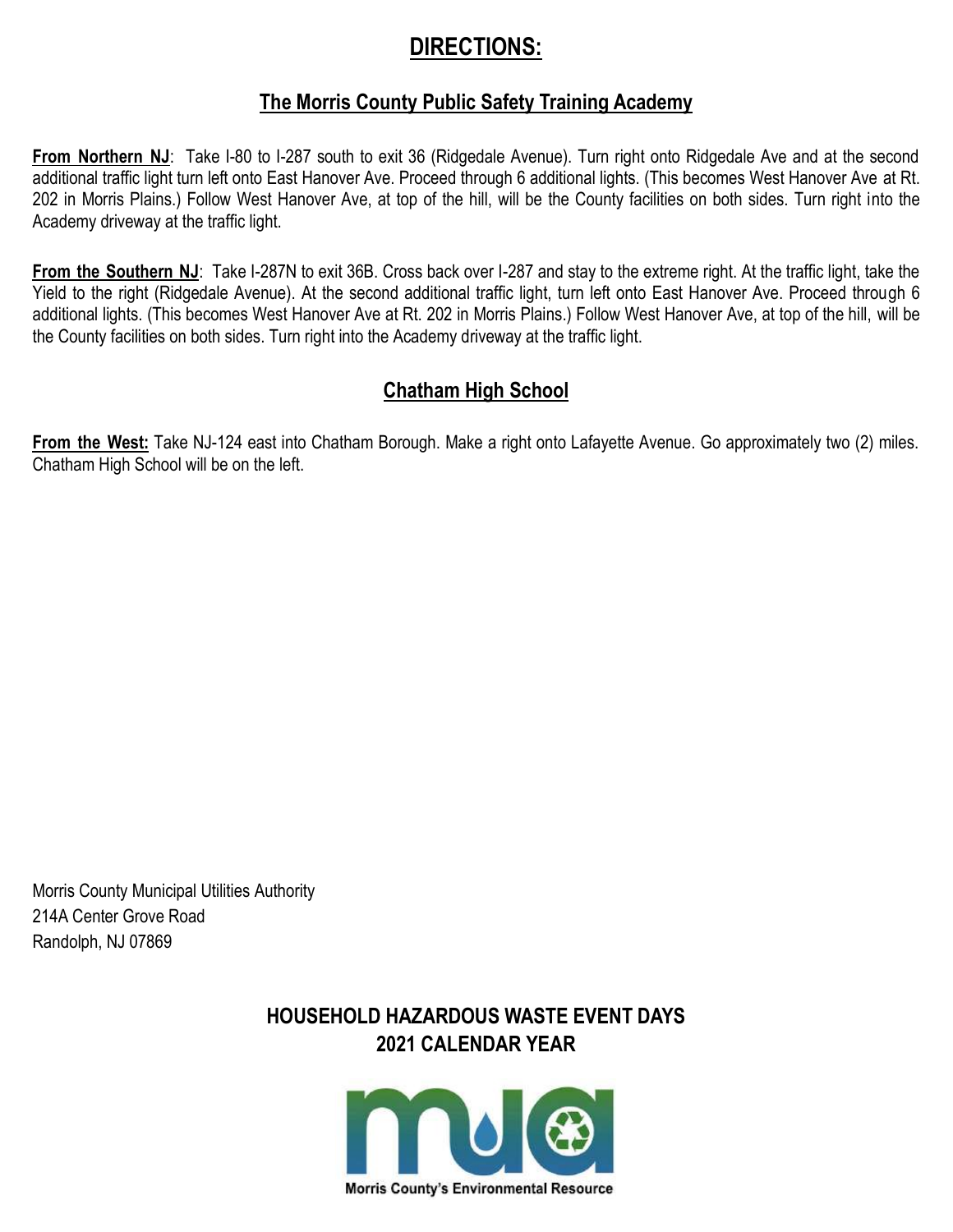# DIRECTIONS:

## The Morris County Public Safety Training Academy

**From Northern NJ**: Take I-80 to I-287 south to exit 36 (Ridgedale Avenue). Turn right onto Ridgedale Ave and at the second additional traffic light turn left onto East Hanover Ave. Proceed through 6 additional lights. (This becomes West Hanover Ave at Rt. 202 in Morris Plains.) Follow West Hanover Ave, at top of the hill, will be the County facilities on both sides. Turn right into the Academy driveway at the traffic light.

**From the Southern NJ**: Take I-287N to exit 36B. Cross back over I-287 and stay to the extreme right. At the traffic light, take the Yield to the right (Ridgedale Avenue). At the second additional traffic light, turn left onto East Hanover Ave. Proceed through 6 additional lights. (This becomes West Hanover Ave at Rt. 202 in Morris Plains.) Follow West Hanover Ave, at top of the hill, will be the County facilities on both sides. Turn right into the Academy driveway at the traffic light.

## Chatham High School

**From the West:** Take NJ-124 east into Chatham Borough. Make a right onto Lafayette Avenue. Go approximately two (2) miles. Chatham High School will be on the left.

Morris County Municipal Utilities Authority
214A Center Grove Road
Randolph, NJ 07869

**HOUSEHOLD HAZARDOUS WASTE EVENT DAYS**
**2021 CALENDAR YEAR**

mua

Morris County's Environmental Resource